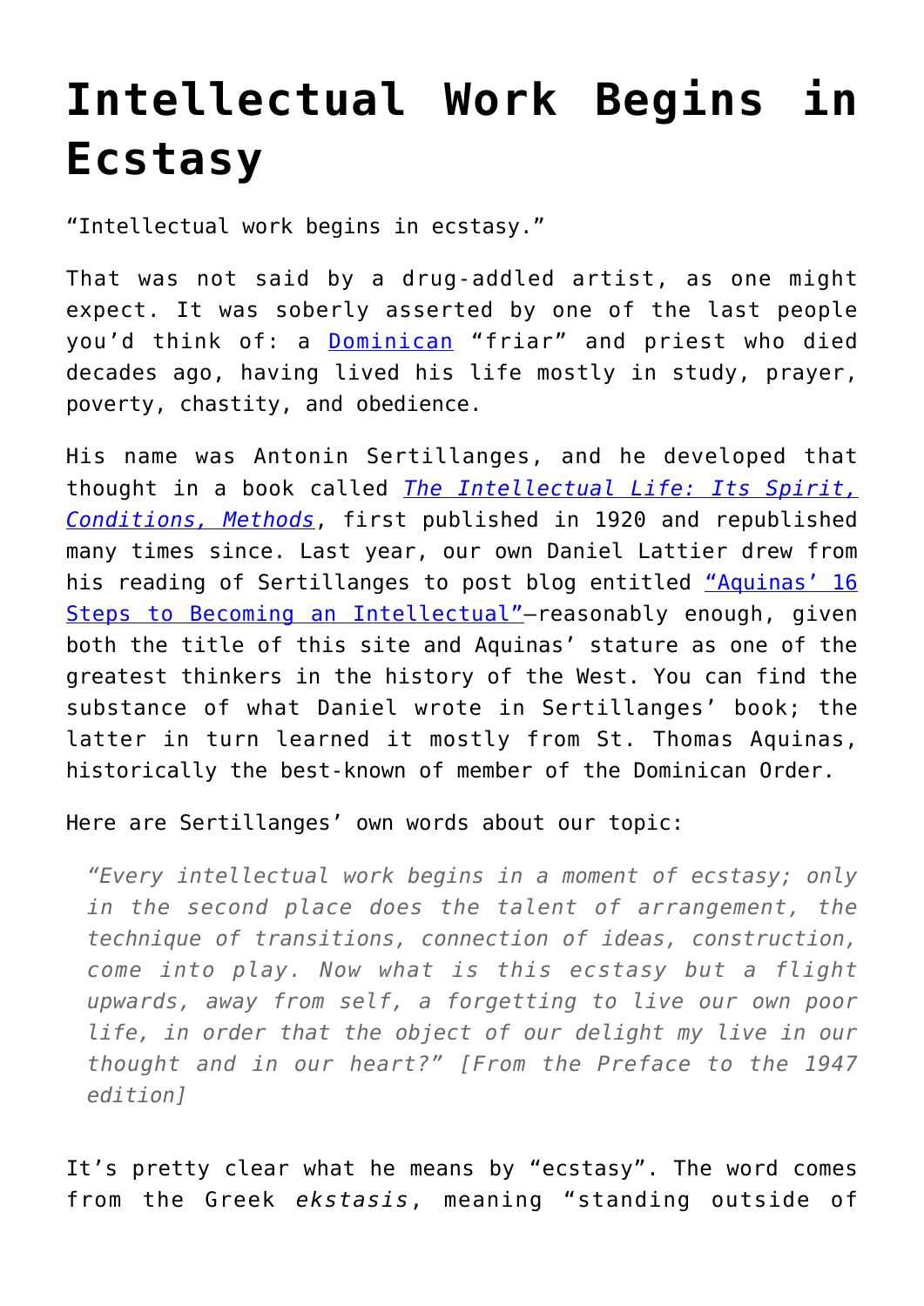# Intellectual Work Begins in Ecstasy

"Intellectual work begins in ecstasy."

That was not said by a drug-addled artist, as one might expect. It was soberly asserted by one of the last people you'd think of: a Dominican "friar" and priest who died decades ago, having lived his life mostly in study, prayer, poverty, chastity, and obedience.

His name was Antonin Sertillanges, and he developed that thought in a book called *The Intellectual Life: Its Spirit, Conditions, Methods*, first published in 1920 and republished many times since. Last year, our own Daniel Lattier drew from his reading of Sertillanges to post blog entitled "Aquinas' 16 Steps to Becoming an Intellectual"—reasonably enough, given both the title of this site and Aquinas' stature as one of the greatest thinkers in the history of the West. You can find the substance of what Daniel wrote in Sertillanges' book; the latter in turn learned it mostly from St. Thomas Aquinas, historically the best-known of member of the Dominican Order.

Here are Sertillanges' own words about our topic:

> *"Every intellectual work begins in a moment of ecstasy; only in the second place does the talent of arrangement, the technique of transitions, connection of ideas, construction, come into play. Now what is this ecstasy but a flight upwards, away from self, a forgetting to live our own poor life, in order that the object of our delight my live in our thought and in our heart?" [From the Preface to the 1947 edition]*

It's pretty clear what he means by "ecstasy". The word comes from the Greek *ekstasis*, meaning "standing outside of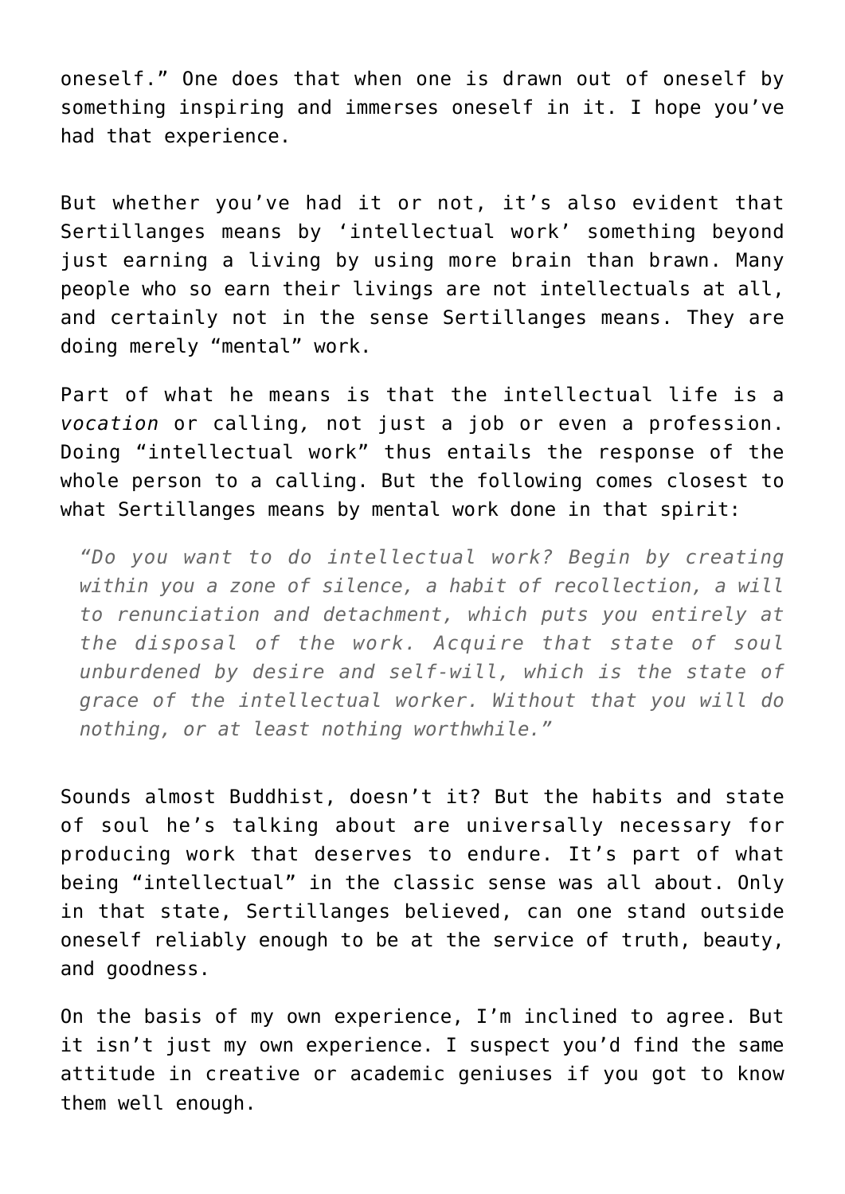oneself." One does that when one is drawn out of oneself by something inspiring and immerses oneself in it. I hope you've had that experience.

But whether you've had it or not, it's also evident that Sertillanges means by 'intellectual work' something beyond just earning a living by using more brain than brawn. Many people who so earn their livings are not intellectuals at all, and certainly not in the sense Sertillanges means. They are doing merely "mental" work.

Part of what he means is that the intellectual life is a *vocation* or calling, not just a job or even a profession. Doing "intellectual work" thus entails the response of the whole person to a calling. But the following comes closest to what Sertillanges means by mental work done in that spirit:

> *"Do you want to do intellectual work? Begin by creating within you a zone of silence, a habit of recollection, a will to renunciation and detachment, which puts you entirely at the disposal of the work. Acquire that state of soul unburdened by desire and self-will, which is the state of grace of the intellectual worker. Without that you will do nothing, or at least nothing worthwhile."*

Sounds almost Buddhist, doesn't it? But the habits and state of soul he's talking about are universally necessary for producing work that deserves to endure. It's part of what being "intellectual" in the classic sense was all about. Only in that state, Sertillanges believed, can one stand outside oneself reliably enough to be at the service of truth, beauty, and goodness.

On the basis of my own experience, I'm inclined to agree. But it isn't just my own experience. I suspect you'd find the same attitude in creative or academic geniuses if you got to know them well enough.